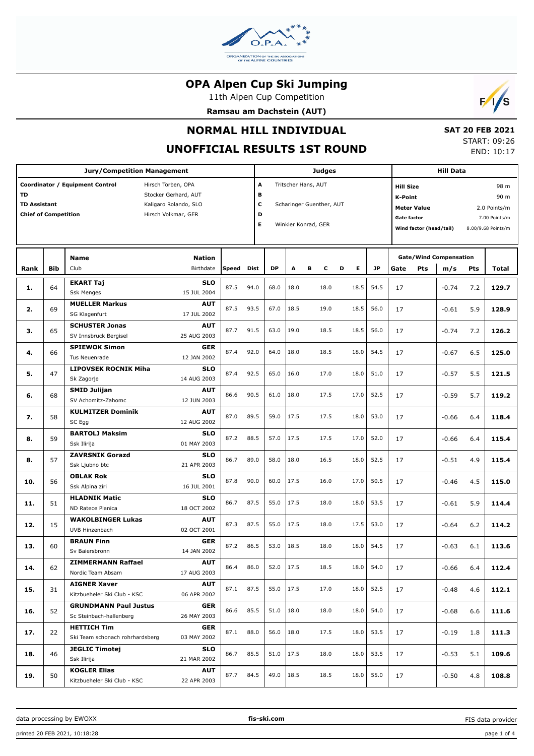# OPA Alpen Cup Ski Jumping

11th Alpen Cup Competition

**Ramsau am Dachstein (AUT)**

## NORMAL HILL INDIVIDUAL

## UNOFFICIAL RESULTS 1ST ROUND

**SAT 20 FEB 2021**
START: 09:26
END: 10:17

| Jury/Competition Management | | Judges | | Hill Data | |
|---|---|---|---|---|---|
| Coordinator / Equipment Control | Hirsch Torben, OPA | A | Tritscher Hans, AUT | Hill Size | 98 m |
| TD | Stocker Gerhard, AUT | B | | K-Point | 90 m |
| TD Assistant | Kaligaro Rolando, SLO | C | Scharinger Guenther, AUT | Meter Value | 2.0 Points/m |
| Chief of Competition | Hirsch Volkmar, GER | D | | Gate factor | 7.00 Points/m |
| | | E | Winkler Konrad, GER | Wind factor (head/tail) | 8.00/9.68 Points/m |

| Rank | Bib | Name / Club | Nation / Birthdate | Speed | Dist | DP | A | B | C | D | E | JP | Gate | Pts | m/s | Pts | Total |
|---|---|---|---|---|---|---|---|---|---|---|---|---|---|---|---|---|---|
| 1. | 64 | **EKART Taj**<br>Ssk Menges | **SLO**<br>15 JUL 2004 | 87.5 | 94.0 | 68.0 | 18.0 | | 18.0 | | 18.5 | 54.5 | 17 | | -0.74 | 7.2 | **129.7** |
| 2. | 69 | **MUELLER Markus**<br>SG Klagenfurt | **AUT**<br>17 JUL 2002 | 87.5 | 93.5 | 67.0 | 18.5 | | 19.0 | | 18.5 | 56.0 | 17 | | -0.61 | 5.9 | **128.9** |
| 3. | 65 | **SCHUSTER Jonas**<br>SV Innsbruck Bergisel | **AUT**<br>25 AUG 2003 | 87.7 | 91.5 | 63.0 | 19.0 | | 18.5 | | 18.5 | 56.0 | 17 | | -0.74 | 7.2 | **126.2** |
| 4. | 66 | **SPIEWOK Simon**<br>Tus Neuenrade | **GER**<br>12 JAN 2002 | 87.4 | 92.0 | 64.0 | 18.0 | | 18.5 | | 18.0 | 54.5 | 17 | | -0.67 | 6.5 | **125.0** |
| 5. | 47 | **LIPOVSEK ROCNIK Miha**<br>Sk Zagorje | **SLO**<br>14 AUG 2003 | 87.4 | 92.5 | 65.0 | 16.0 | | 17.0 | | 18.0 | 51.0 | 17 | | -0.57 | 5.5 | **121.5** |
| 6. | 68 | **SMID Julijan**<br>SV Achomitz-Zahomc | **AUT**<br>12 JUN 2003 | 86.6 | 90.5 | 61.0 | 18.0 | | 17.5 | | 17.0 | 52.5 | 17 | | -0.59 | 5.7 | **119.2** |
| 7. | 58 | **KULMITZER Dominik**<br>SC Egg | **AUT**<br>12 AUG 2002 | 87.0 | 89.5 | 59.0 | 17.5 | | 17.5 | | 18.0 | 53.0 | 17 | | -0.66 | 6.4 | **118.4** |
| 8. | 59 | **BARTOLJ Maksim**<br>Ssk Ilirija | **SLO**<br>01 MAY 2003 | 87.2 | 88.5 | 57.0 | 17.5 | | 17.5 | | 17.0 | 52.0 | 17 | | -0.66 | 6.4 | **115.4** |
| 8. | 57 | **ZAVRSNIK Gorazd**<br>Ssk Ljubno btc | **SLO**<br>21 APR 2003 | 86.7 | 89.0 | 58.0 | 18.0 | | 16.5 | | 18.0 | 52.5 | 17 | | -0.51 | 4.9 | **115.4** |
| 10. | 56 | **OBLAK Rok**<br>Ssk Alpina ziri | **SLO**<br>16 JUL 2001 | 87.8 | 90.0 | 60.0 | 17.5 | | 16.0 | | 17.0 | 50.5 | 17 | | -0.46 | 4.5 | **115.0** |
| 11. | 51 | **HLADNIK Matic**<br>ND Ratece Planica | **SLO**<br>18 OCT 2002 | 86.7 | 87.5 | 55.0 | 17.5 | | 18.0 | | 18.0 | 53.5 | 17 | | -0.61 | 5.9 | **114.4** |
| 12. | 15 | **WAKOLBINGER Lukas**<br>UVB Hinzenbach | **AUT**<br>02 OCT 2001 | 87.3 | 87.5 | 55.0 | 17.5 | | 18.0 | | 17.5 | 53.0 | 17 | | -0.64 | 6.2 | **114.2** |
| 13. | 60 | **BRAUN Finn**<br>Sv Baiersbronn | **GER**<br>14 JAN 2002 | 87.2 | 86.5 | 53.0 | 18.5 | | 18.0 | | 18.0 | 54.5 | 17 | | -0.63 | 6.1 | **113.6** |
| 14. | 62 | **ZIMMERMANN Raffael**<br>Nordic Team Absam | **AUT**<br>17 AUG 2003 | 86.4 | 86.0 | 52.0 | 17.5 | | 18.5 | | 18.0 | 54.0 | 17 | | -0.66 | 6.4 | **112.4** |
| 15. | 31 | **AIGNER Xaver**<br>Kitzbueheler Ski Club - KSC | **AUT**<br>06 APR 2002 | 87.1 | 87.5 | 55.0 | 17.5 | | 17.0 | | 18.0 | 52.5 | 17 | | -0.48 | 4.6 | **112.1** |
| 16. | 52 | **GRUNDMANN Paul Justus**<br>Sc Steinbach-hallenberg | **GER**<br>26 MAY 2003 | 86.6 | 85.5 | 51.0 | 18.0 | | 18.0 | | 18.0 | 54.0 | 17 | | -0.68 | 6.6 | **111.6** |
| 17. | 22 | **HETTICH Tim**<br>Ski Team schonach rohrhardsberg | **GER**<br>03 MAY 2002 | 87.1 | 88.0 | 56.0 | 18.0 | | 17.5 | | 18.0 | 53.5 | 17 | | -0.19 | 1.8 | **111.3** |
| 18. | 46 | **JEGLIC Timotej**<br>Ssk Ilirija | **SLO**<br>21 MAR 2002 | 86.7 | 85.5 | 51.0 | 17.5 | | 18.0 | | 18.0 | 53.5 | 17 | | -0.53 | 5.1 | **109.6** |
| 19. | 50 | **KOGLER Elias**<br>Kitzbueheler Ski Club - KSC | **AUT**<br>22 APR 2003 | 87.7 | 84.5 | 49.0 | 18.5 | | 18.5 | | 18.0 | 55.0 | 17 | | -0.50 | 4.8 | **108.8** |

data processing by EWOXX | fis-ski.com | FIS data provider

printed 20 FEB 2021, 10:18:28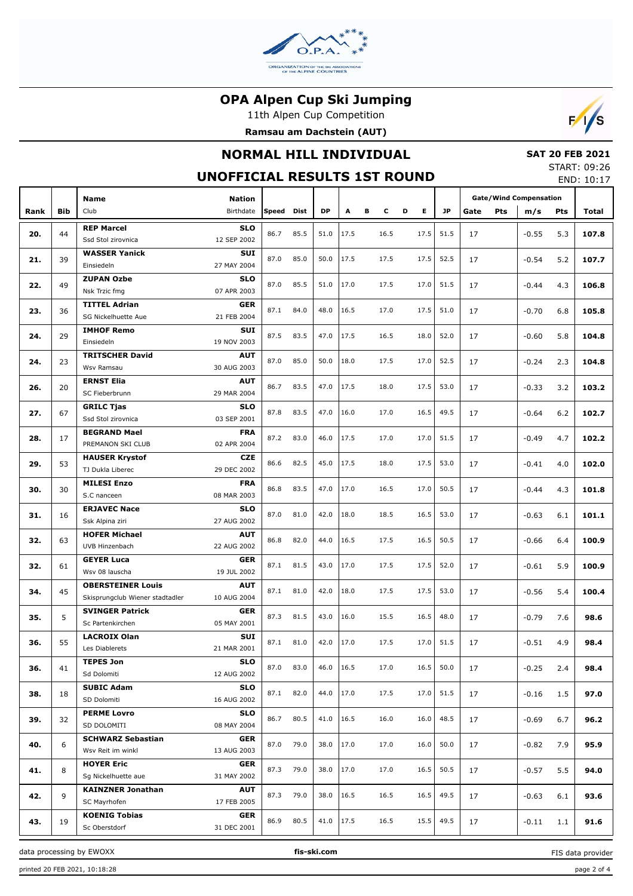# OPA Alpen Cup Ski Jumping

11th Alpen Cup Competition

**Ramsau am Dachstein (AUT)**

## NORMAL HILL INDIVIDUAL

**SAT 20 FEB 2021**

START: 09:26

END: 10:17

## UNOFFICIAL RESULTS 1ST ROUND

| Rank | Bib | Name / Club | Nation / Birthdate | Speed | Dist | DP | A | B | C | D | E | JP | Gate | Pts | m/s | Pts | Total |
|---|---|---|---|---|---|---|---|---|---|---|---|---|---|---|---|---|---|
| 20. | 44 | **REP Marcel** Ssd Stol zirovnica | **SLO** 12 SEP 2002 | 86.7 | 85.5 | 51.0 | 17.5 | | 16.5 | | 17.5 | 51.5 | 17 | | -0.55 | 5.3 | **107.8** |
| 21. | 39 | **WASSER Yanick** Einsiedeln | **SUI** 27 MAY 2004 | 87.0 | 85.0 | 50.0 | 17.5 | | 17.5 | | 17.5 | 52.5 | 17 | | -0.54 | 5.2 | **107.7** |
| 22. | 49 | **ZUPAN Ozbe** Nsk Trzic fmg | **SLO** 07 APR 2003 | 87.0 | 85.5 | 51.0 | 17.0 | | 17.5 | | 17.0 | 51.5 | 17 | | -0.44 | 4.3 | **106.8** |
| 23. | 36 | **TITTEL Adrian** SG Nickelhuette Aue | **GER** 21 FEB 2004 | 87.1 | 84.0 | 48.0 | 16.5 | | 17.0 | | 17.5 | 51.0 | 17 | | -0.70 | 6.8 | **105.8** |
| 24. | 29 | **IMHOF Remo** Einsiedeln | **SUI** 19 NOV 2003 | 87.5 | 83.5 | 47.0 | 17.5 | | 16.5 | | 18.0 | 52.0 | 17 | | -0.60 | 5.8 | **104.8** |
| 24. | 23 | **TRITSCHER David** Wsv Ramsau | **AUT** 30 AUG 2003 | 87.0 | 85.0 | 50.0 | 18.0 | | 17.5 | | 17.0 | 52.5 | 17 | | -0.24 | 2.3 | **104.8** |
| 26. | 20 | **ERNST Elia** SC Fieberbrunn | **AUT** 29 MAR 2004 | 86.7 | 83.5 | 47.0 | 17.5 | | 18.0 | | 17.5 | 53.0 | 17 | | -0.33 | 3.2 | **103.2** |
| 27. | 67 | **GRILC Tjas** Ssd Stol zirovnica | **SLO** 03 SEP 2001 | 87.8 | 83.5 | 47.0 | 16.0 | | 17.0 | | 16.5 | 49.5 | 17 | | -0.64 | 6.2 | **102.7** |
| 28. | 17 | **BEGRAND Mael** PREMANON SKI CLUB | **FRA** 02 APR 2004 | 87.2 | 83.0 | 46.0 | 17.5 | | 17.0 | | 17.0 | 51.5 | 17 | | -0.49 | 4.7 | **102.2** |
| 29. | 53 | **HAUSER Krystof** TJ Dukla Liberec | **CZE** 29 DEC 2002 | 86.6 | 82.5 | 45.0 | 17.5 | | 18.0 | | 17.5 | 53.0 | 17 | | -0.41 | 4.0 | **102.0** |
| 30. | 30 | **MILESI Enzo** S.C nanceen | **FRA** 08 MAR 2003 | 86.8 | 83.5 | 47.0 | 17.0 | | 16.5 | | 17.0 | 50.5 | 17 | | -0.44 | 4.3 | **101.8** |
| 31. | 16 | **ERJAVEC Nace** Ssk Alpina ziri | **SLO** 27 AUG 2002 | 87.0 | 81.0 | 42.0 | 18.0 | | 18.5 | | 16.5 | 53.0 | 17 | | -0.63 | 6.1 | **101.1** |
| 32. | 63 | **HOFER Michael** UVB Hinzenbach | **AUT** 22 AUG 2002 | 86.8 | 82.0 | 44.0 | 16.5 | | 17.5 | | 16.5 | 50.5 | 17 | | -0.66 | 6.4 | **100.9** |
| 32. | 61 | **GEYER Luca** Wsv 08 lauscha | **GER** 19 JUL 2002 | 87.1 | 81.5 | 43.0 | 17.0 | | 17.5 | | 17.5 | 52.0 | 17 | | -0.61 | 5.9 | **100.9** |
| 34. | 45 | **OBERSTEINER Louis** Skisprungclub Wiener stadtadler | **AUT** 10 AUG 2004 | 87.1 | 81.0 | 42.0 | 18.0 | | 17.5 | | 17.5 | 53.0 | 17 | | -0.56 | 5.4 | **100.4** |
| 35. | 5 | **SVINGER Patrick** Sc Partenkirchen | **GER** 05 MAY 2001 | 87.3 | 81.5 | 43.0 | 16.0 | | 15.5 | | 16.5 | 48.0 | 17 | | -0.79 | 7.6 | **98.6** |
| 36. | 55 | **LACROIX Olan** Les Diablerets | **SUI** 21 MAR 2001 | 87.1 | 81.0 | 42.0 | 17.0 | | 17.5 | | 17.0 | 51.5 | 17 | | -0.51 | 4.9 | **98.4** |
| 36. | 41 | **TEPES Jon** Sd Dolomiti | **SLO** 12 AUG 2002 | 87.0 | 83.0 | 46.0 | 16.5 | | 17.0 | | 16.5 | 50.0 | 17 | | -0.25 | 2.4 | **98.4** |
| 38. | 18 | **SUBIC Adam** SD Dolomiti | **SLO** 16 AUG 2002 | 87.1 | 82.0 | 44.0 | 17.0 | | 17.5 | | 17.0 | 51.5 | 17 | | -0.16 | 1.5 | **97.0** |
| 39. | 32 | **PERME Lovro** SD DOLOMITI | **SLO** 08 MAY 2004 | 86.7 | 80.5 | 41.0 | 16.5 | | 16.0 | | 16.0 | 48.5 | 17 | | -0.69 | 6.7 | **96.2** |
| 40. | 6 | **SCHWARZ Sebastian** Wsv Reit im winkl | **GER** 13 AUG 2003 | 87.0 | 79.0 | 38.0 | 17.0 | | 17.0 | | 16.0 | 50.0 | 17 | | -0.82 | 7.9 | **95.9** |
| 41. | 8 | **HOYER Eric** Sg Nickelhuette aue | **GER** 31 MAY 2002 | 87.3 | 79.0 | 38.0 | 17.0 | | 17.0 | | 16.5 | 50.5 | 17 | | -0.57 | 5.5 | **94.0** |
| 42. | 9 | **KAINZNER Jonathan** SC Mayrhofen | **AUT** 17 FEB 2005 | 87.3 | 79.0 | 38.0 | 16.5 | | 16.5 | | 16.5 | 49.5 | 17 | | -0.63 | 6.1 | **93.6** |
| 43. | 19 | **KOENIG Tobias** Sc Oberstdorf | **GER** 31 DEC 2001 | 86.9 | 80.5 | 41.0 | 17.5 | | 16.5 | | 15.5 | 49.5 | 17 | | -0.11 | 1.1 | **91.6** |

data processing by EWOXX | fis-ski.com | FIS data provider

printed 20 FEB 2021, 10:18:28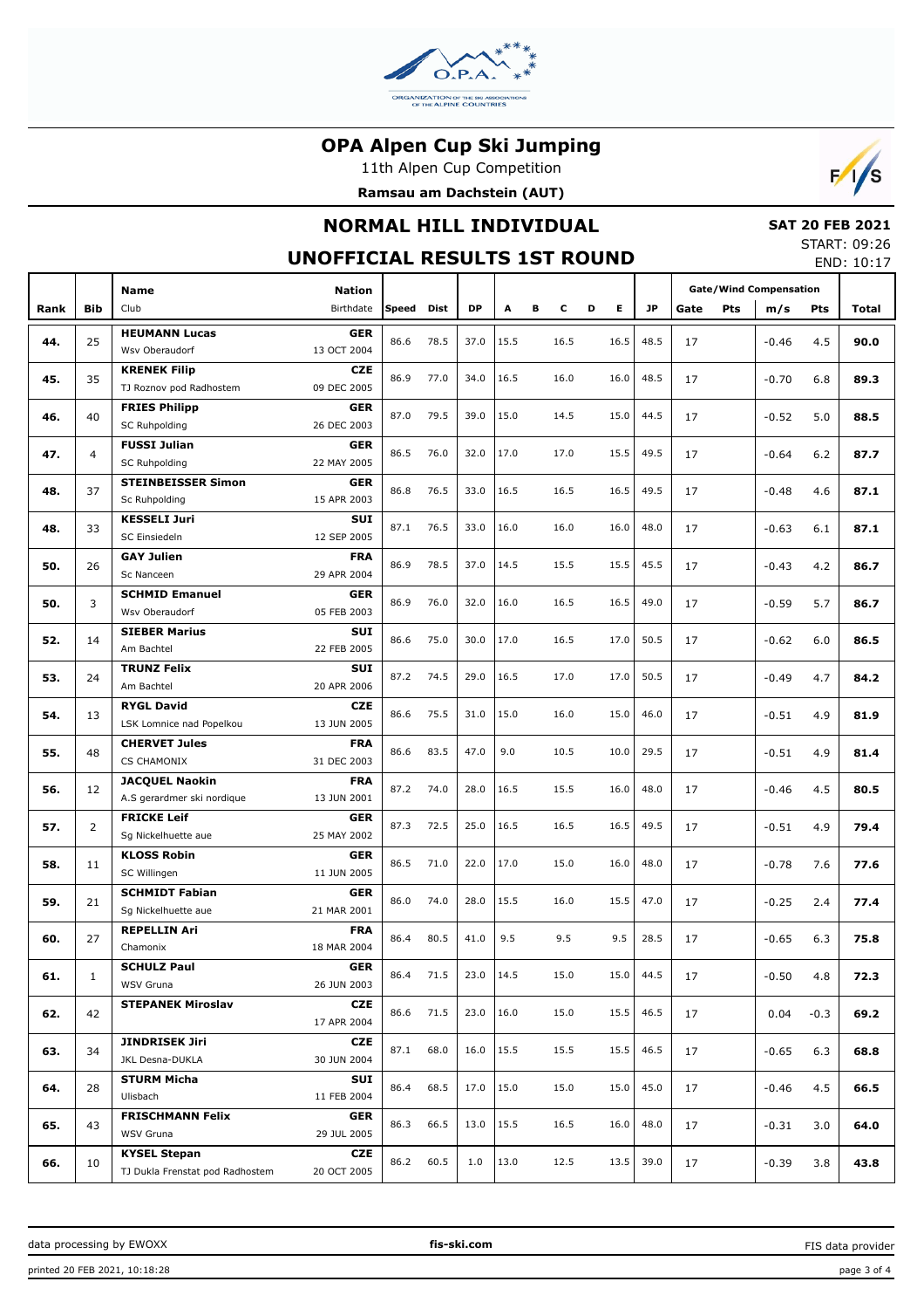# OPA Alpen Cup Ski Jumping

11th Alpen Cup Competition

**Ramsau am Dachstein (AUT)**

## NORMAL HILL INDIVIDUAL

**SAT 20 FEB 2021**

START: 09:26

END: 10:17

## UNOFFICIAL RESULTS 1ST ROUND

| Rank | Bib | Name / Club | Nation / Birthdate | Speed | Dist | DP | A | B | C | D | E | JP | Gate | Pts | m/s | Pts | Total |
|---|---|---|---|---|---|---|---|---|---|---|---|---|---|---|---|---|---|
| 44. | 25 | **HEUMANN Lucas** Wsv Oberaudorf | **GER** 13 OCT 2004 | 86.6 | 78.5 | 37.0 | 15.5 | | 16.5 | | 16.5 | 48.5 | 17 | | -0.46 | 4.5 | **90.0** |
| 45. | 35 | **KRENEK Filip** TJ Roznov pod Radhostem | **CZE** 09 DEC 2005 | 86.9 | 77.0 | 34.0 | 16.5 | | 16.0 | | 16.0 | 48.5 | 17 | | -0.70 | 6.8 | **89.3** |
| 46. | 40 | **FRIES Philipp** SC Ruhpolding | **GER** 26 DEC 2003 | 87.0 | 79.5 | 39.0 | 15.0 | | 14.5 | | 15.0 | 44.5 | 17 | | -0.52 | 5.0 | **88.5** |
| 47. | 4 | **FUSSI Julian** SC Ruhpolding | **GER** 22 MAY 2005 | 86.5 | 76.0 | 32.0 | 17.0 | | 17.0 | | 15.5 | 49.5 | 17 | | -0.64 | 6.2 | **87.7** |
| 48. | 37 | **STEINBEISSER Simon** Sc Ruhpolding | **GER** 15 APR 2003 | 86.8 | 76.5 | 33.0 | 16.5 | | 16.5 | | 16.5 | 49.5 | 17 | | -0.48 | 4.6 | **87.1** |
| 48. | 33 | **KESSELI Juri** SC Einsiedeln | **SUI** 12 SEP 2005 | 87.1 | 76.5 | 33.0 | 16.0 | | 16.0 | | 16.0 | 48.0 | 17 | | -0.63 | 6.1 | **87.1** |
| 50. | 26 | **GAY Julien** Sc Nanceen | **FRA** 29 APR 2004 | 86.9 | 78.5 | 37.0 | 14.5 | | 15.5 | | 15.5 | 45.5 | 17 | | -0.43 | 4.2 | **86.7** |
| 50. | 3 | **SCHMID Emanuel** Wsv Oberaudorf | **GER** 05 FEB 2003 | 86.9 | 76.0 | 32.0 | 16.0 | | 16.5 | | 16.5 | 49.0 | 17 | | -0.59 | 5.7 | **86.7** |
| 52. | 14 | **SIEBER Marius** Am Bachtel | **SUI** 22 FEB 2005 | 86.6 | 75.0 | 30.0 | 17.0 | | 16.5 | | 17.0 | 50.5 | 17 | | -0.62 | 6.0 | **86.5** |
| 53. | 24 | **TRUNZ Felix** Am Bachtel | **SUI** 20 APR 2006 | 87.2 | 74.5 | 29.0 | 16.5 | | 17.0 | | 17.0 | 50.5 | 17 | | -0.49 | 4.7 | **84.2** |
| 54. | 13 | **RYGL David** LSK Lomnice nad Popelkou | **CZE** 13 JUN 2005 | 86.6 | 75.5 | 31.0 | 15.0 | | 16.0 | | 15.0 | 46.0 | 17 | | -0.51 | 4.9 | **81.9** |
| 55. | 48 | **CHERVET Jules** CS CHAMONIX | **FRA** 31 DEC 2003 | 86.6 | 83.5 | 47.0 | 9.0 | | 10.5 | | 10.0 | 29.5 | 17 | | -0.51 | 4.9 | **81.4** |
| 56. | 12 | **JACQUEL Naokin** A.S gerardmer ski nordique | **FRA** 13 JUN 2001 | 87.2 | 74.0 | 28.0 | 16.5 | | 15.5 | | 16.0 | 48.0 | 17 | | -0.46 | 4.5 | **80.5** |
| 57. | 2 | **FRICKE Leif** Sg Nickelhuette aue | **GER** 25 MAY 2002 | 87.3 | 72.5 | 25.0 | 16.5 | | 16.5 | | 16.5 | 49.5 | 17 | | -0.51 | 4.9 | **79.4** |
| 58. | 11 | **KLOSS Robin** SC Willingen | **GER** 11 JUN 2005 | 86.5 | 71.0 | 22.0 | 17.0 | | 15.0 | | 16.0 | 48.0 | 17 | | -0.78 | 7.6 | **77.6** |
| 59. | 21 | **SCHMIDT Fabian** Sg Nickelhuette aue | **GER** 21 MAR 2001 | 86.0 | 74.0 | 28.0 | 15.5 | | 16.0 | | 15.5 | 47.0 | 17 | | -0.25 | 2.4 | **77.4** |
| 60. | 27 | **REPELLIN Ari** Chamonix | **FRA** 18 MAR 2004 | 86.4 | 80.5 | 41.0 | 9.5 | | 9.5 | | 9.5 | 28.5 | 17 | | -0.65 | 6.3 | **75.8** |
| 61. | 1 | **SCHULZ Paul** WSV Gruna | **GER** 26 JUN 2003 | 86.4 | 71.5 | 23.0 | 14.5 | | 15.0 | | 15.0 | 44.5 | 17 | | -0.50 | 4.8 | **72.3** |
| 62. | 42 | **STEPANEK Miroslav** | **CZE** 17 APR 2004 | 86.6 | 71.5 | 23.0 | 16.0 | | 15.0 | | 15.5 | 46.5 | 17 | | 0.04 | -0.3 | **69.2** |
| 63. | 34 | **JINDRISEK Jiri** JKL Desna-DUKLA | **CZE** 30 JUN 2004 | 87.1 | 68.0 | 16.0 | 15.5 | | 15.5 | | 15.5 | 46.5 | 17 | | -0.65 | 6.3 | **68.8** |
| 64. | 28 | **STURM Micha** Ulisbach | **SUI** 11 FEB 2004 | 86.4 | 68.5 | 17.0 | 15.0 | | 15.0 | | 15.0 | 45.0 | 17 | | -0.46 | 4.5 | **66.5** |
| 65. | 43 | **FRISCHMANN Felix** WSV Gruna | **GER** 29 JUL 2005 | 86.3 | 66.5 | 13.0 | 15.5 | | 16.5 | | 16.0 | 48.0 | 17 | | -0.31 | 3.0 | **64.0** |
| 66. | 10 | **KYSEL Stepan** TJ Dukla Frenstat pod Radhostem | **CZE** 20 OCT 2005 | 86.2 | 60.5 | 1.0 | 13.0 | | 12.5 | | 13.5 | 39.0 | 17 | | -0.39 | 3.8 | **43.8** |

data processing by EWOXX | fis-ski.com | FIS data provider

printed 20 FEB 2021, 10:18:28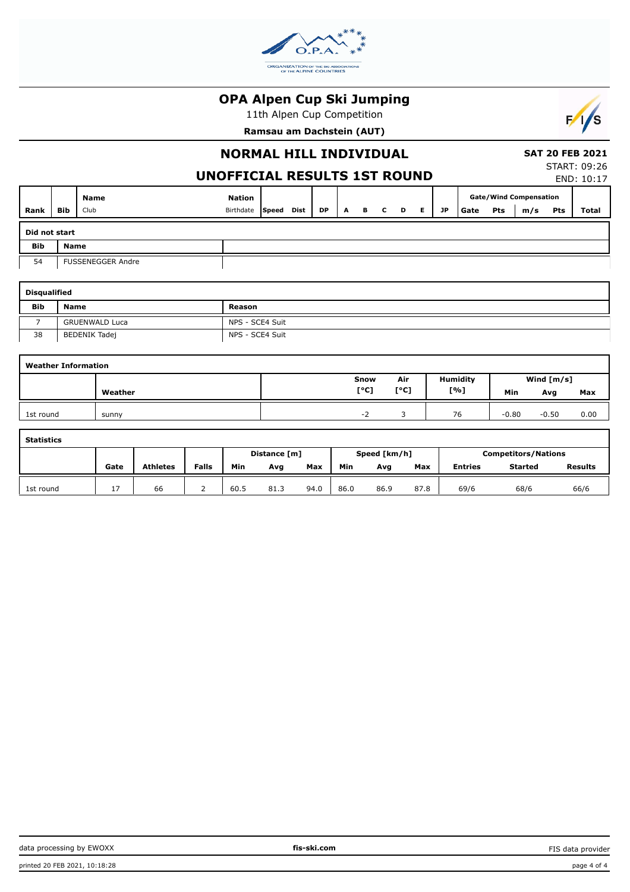# OPA Alpen Cup Ski Jumping

11th Alpen Cup Competition

**Ramsau am Dachstein (AUT)**

## NORMAL HILL INDIVIDUAL

**SAT 20 FEB 2021**

START: 09:26

END: 10:17

## UNOFFICIAL RESULTS 1ST ROUND

| Rank | Bib | Name<br>Club | Nation<br>Birthdate | Speed | Dist | DP | A | B | C | D | E | JP | Gate | Pts | m/s | Pts | Total |
|---|---|---|---|---|---|---|---|---|---|---|---|---|---|---|---|---|---|

**Did not start**

| Bib | Name |
|---|---|
| 54 | FUSSENEGGER Andre |

**Disqualified**

| Bib | Name | Reason |
|---|---|---|
| 7 | GRUENWALD Luca | NPS - SCE4 Suit |
| 38 | BEDENIK Tadej | NPS - SCE4 Suit |

**Weather Information**

| | Weather | Snow [°C] | Air [°C] | Humidity [%] | Wind [m/s] Min | Wind [m/s] Avg | Wind [m/s] Max |
|---|---|---|---|---|---|---|---|
| 1st round | sunny | -2 | 3 | 76 | -0.80 | -0.50 | 0.00 |

**Statistics**

| | Gate | Athletes | Falls | Distance [m] Min | Distance [m] Avg | Distance [m] Max | Speed [km/h] Min | Speed [km/h] Avg | Speed [km/h] Max | Competitors/Nations Entries | Competitors/Nations Started | Competitors/Nations Results |
|---|---|---|---|---|---|---|---|---|---|---|---|---|
| 1st round | 17 | 66 | 2 | 60.5 | 81.3 | 94.0 | 86.0 | 86.9 | 87.8 | 69/6 | 68/6 | 66/6 |

data processing by EWOXX

fis-ski.com

FIS data provider

printed 20 FEB 2021, 10:18:28